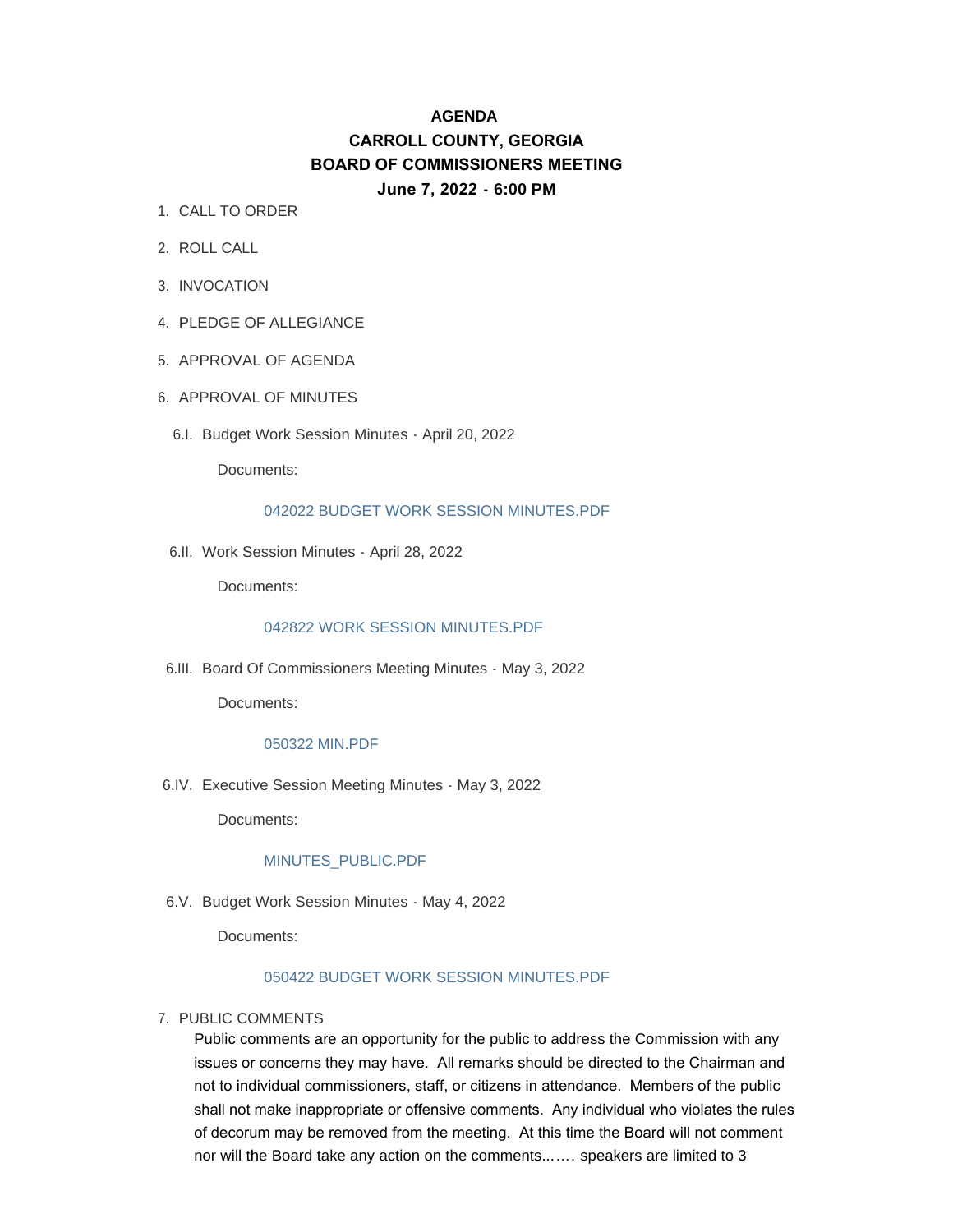# AGENDA
## CARROLL COUNTY, GEORGIA
## BOARD OF COMMISSIONERS MEETING
### June 7, 2022 - 6:00 PM

1. CALL TO ORDER

2. ROLL CALL

3. INVOCATION

4. PLEDGE OF ALLEGIANCE

5. APPROVAL OF AGENDA

6. APPROVAL OF MINUTES

   6.I. Budget Work Session Minutes - April 20, 2022

   Documents:

   042022 BUDGET WORK SESSION MINUTES.PDF

   6.II. Work Session Minutes - April 28, 2022

   Documents:

   042822 WORK SESSION MINUTES.PDF

   6.III. Board Of Commissioners Meeting Minutes - May 3, 2022

   Documents:

   050322 MIN.PDF

   6.IV. Executive Session Meeting Minutes - May 3, 2022

   Documents:

   MINUTES_PUBLIC.PDF

   6.V. Budget Work Session Minutes - May 4, 2022

   Documents:

   050422 BUDGET WORK SESSION MINUTES.PDF

7. PUBLIC COMMENTS

   Public comments are an opportunity for the public to address the Commission with any issues or concerns they may have. All remarks should be directed to the Chairman and not to individual commissioners, staff, or citizens in attendance. Members of the public shall not make inappropriate or offensive comments. Any individual who violates the rules of decorum may be removed from the meeting. At this time the Board will not comment nor will the Board take any action on the comments...… speakers are limited to 3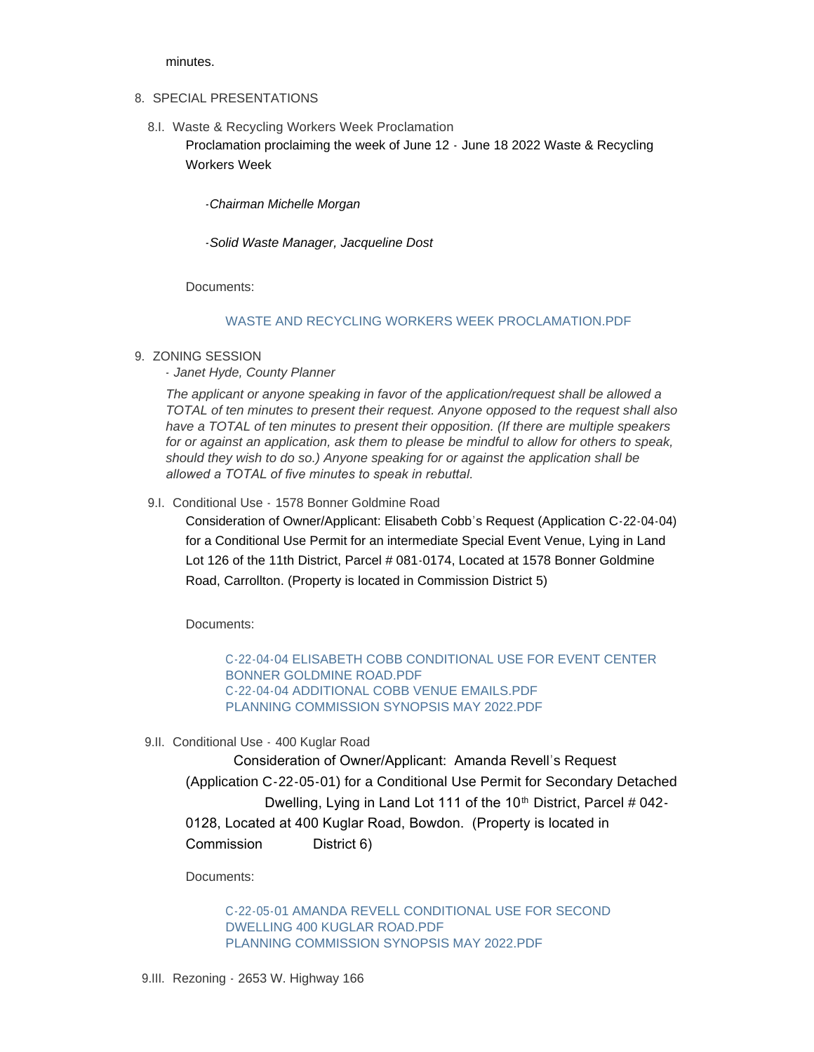minutes.

8. SPECIAL PRESENTATIONS

8.I. Waste & Recycling Workers Week Proclamation

Proclamation proclaiming the week of June 12 - June 18 2022 Waste & Recycling Workers Week

-*Chairman Michelle Morgan*

-*Solid Waste Manager, Jacqueline Dost*

Documents:

WASTE AND RECYCLING WORKERS WEEK PROCLAMATION.PDF

9. ZONING SESSION

- *Janet Hyde, County Planner*

*The applicant or anyone speaking in favor of the application/request shall be allowed a TOTAL of ten minutes to present their request. Anyone opposed to the request shall also have a TOTAL of ten minutes to present their opposition. (If there are multiple speakers for or against an application, ask them to please be mindful to allow for others to speak, should they wish to do so.) Anyone speaking for or against the application shall be allowed a TOTAL of five minutes to speak in rebuttal.*

9.I. Conditional Use - 1578 Bonner Goldmine Road

Consideration of Owner/Applicant: Elisabeth Cobb's Request (Application C-22-04-04) for a Conditional Use Permit for an intermediate Special Event Venue, Lying in Land Lot 126 of the 11th District, Parcel # 081-0174, Located at 1578 Bonner Goldmine Road, Carrollton. (Property is located in Commission District 5)

Documents:

C-22-04-04 ELISABETH COBB CONDITIONAL USE FOR EVENT CENTER BONNER GOLDMINE ROAD.PDF
C-22-04-04 ADDITIONAL COBB VENUE EMAILS.PDF
PLANNING COMMISSION SYNOPSIS MAY 2022.PDF

9.II. Conditional Use - 400 Kuglar Road

Consideration of Owner/Applicant: Amanda Revell's Request (Application C-22-05-01) for a Conditional Use Permit for Secondary Detached Dwelling, Lying in Land Lot 111 of the 10th District, Parcel # 042-0128, Located at 400 Kuglar Road, Bowdon. (Property is located in Commission District 6)

Documents:

C-22-05-01 AMANDA REVELL CONDITIONAL USE FOR SECOND DWELLING 400 KUGLAR ROAD.PDF
PLANNING COMMISSION SYNOPSIS MAY 2022.PDF

9.III. Rezoning - 2653 W. Highway 166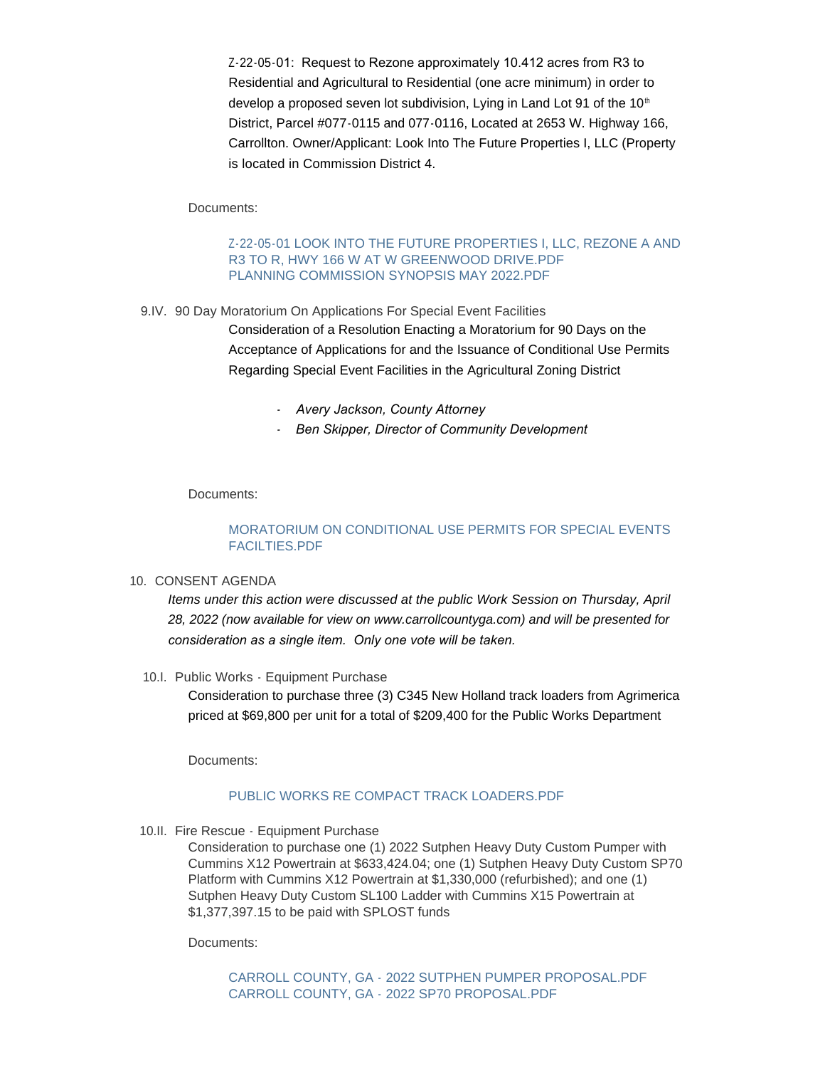Z-22-05-01: Request to Rezone approximately 10.412 acres from R3 to Residential and Agricultural to Residential (one acre minimum) in order to develop a proposed seven lot subdivision, Lying in Land Lot 91 of the 10th District, Parcel #077-0115 and 077-0116, Located at 2653 W. Highway 166, Carrollton. Owner/Applicant: Look Into The Future Properties I, LLC (Property is located in Commission District 4.

Documents:

Z-22-05-01 LOOK INTO THE FUTURE PROPERTIES I, LLC, REZONE A AND R3 TO R, HWY 166 W AT W GREENWOOD DRIVE.PDF
PLANNING COMMISSION SYNOPSIS MAY 2022.PDF

9.IV. 90 Day Moratorium On Applications For Special Event Facilities

Consideration of a Resolution Enacting a Moratorium for 90 Days on the Acceptance of Applications for and the Issuance of Conditional Use Permits Regarding Special Event Facilities in the Agricultural Zoning District

- *Avery Jackson, County Attorney*
- *Ben Skipper, Director of Community Development*

Documents:

MORATORIUM ON CONDITIONAL USE PERMITS FOR SPECIAL EVENTS FACILTIES.PDF

10. CONSENT AGENDA

*Items under this action were discussed at the public Work Session on Thursday, April 28, 2022 (now available for view on www.carrollcountyga.com) and will be presented for consideration as a single item. Only one vote will be taken.*

10.I. Public Works - Equipment Purchase

Consideration to purchase three (3) C345 New Holland track loaders from Agrimerica priced at $69,800 per unit for a total of $209,400 for the Public Works Department

Documents:

PUBLIC WORKS RE COMPACT TRACK LOADERS.PDF

10.II. Fire Rescue - Equipment Purchase

Consideration to purchase one (1) 2022 Sutphen Heavy Duty Custom Pumper with Cummins X12 Powertrain at $633,424.04; one (1) Sutphen Heavy Duty Custom SP70 Platform with Cummins X12 Powertrain at $1,330,000 (refurbished); and one (1) Sutphen Heavy Duty Custom SL100 Ladder with Cummins X15 Powertrain at $1,377,397.15 to be paid with SPLOST funds

Documents:

CARROLL COUNTY, GA - 2022 SUTPHEN PUMPER PROPOSAL.PDF
CARROLL COUNTY, GA - 2022 SP70 PROPOSAL.PDF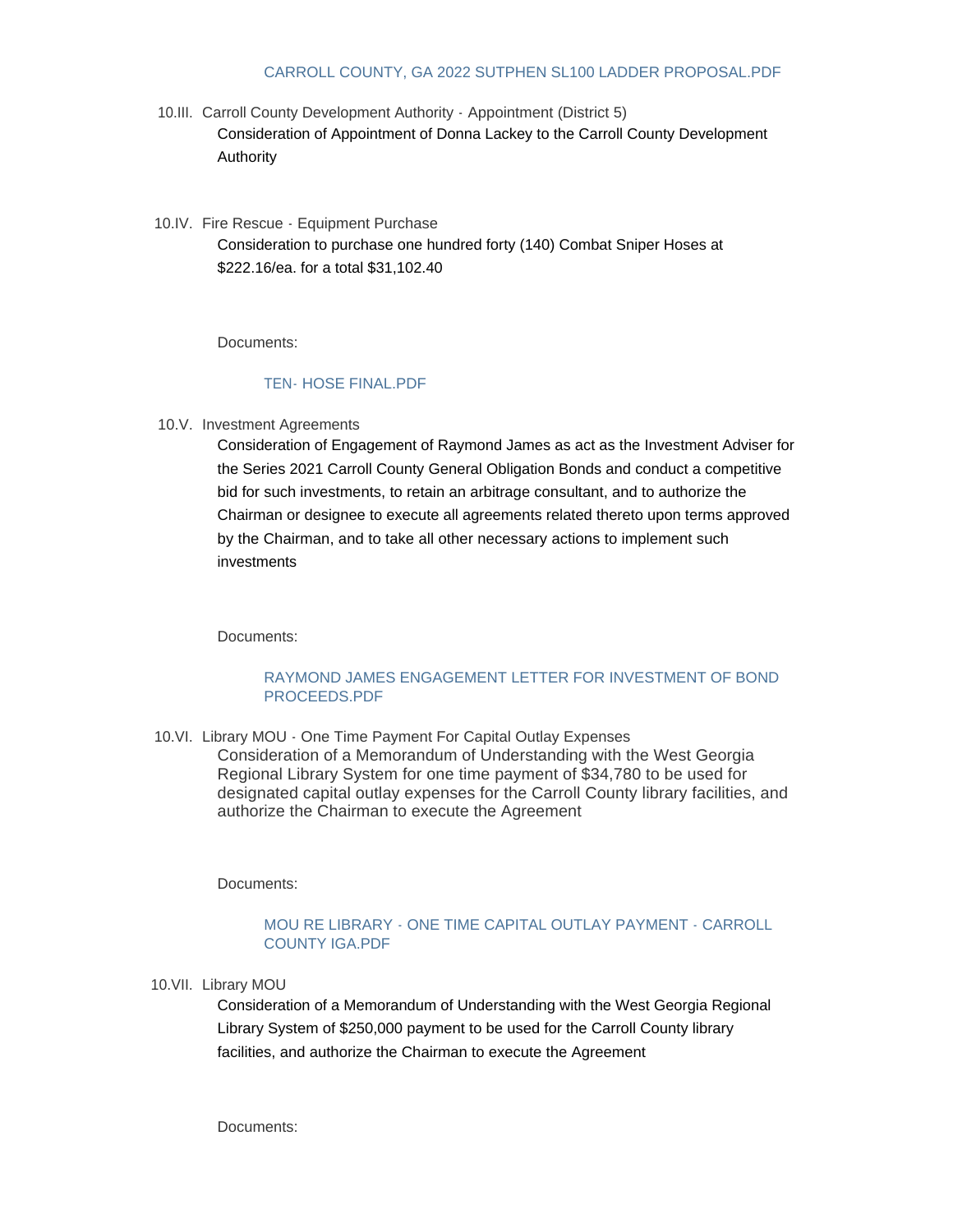CARROLL COUNTY, GA 2022 SUTPHEN SL100 LADDER PROPOSAL.PDF

10.III. Carroll County Development Authority - Appointment (District 5)

Consideration of Appointment of Donna Lackey to the Carroll County Development Authority

10.IV. Fire Rescue - Equipment Purchase

Consideration to purchase one hundred forty (140) Combat Sniper Hoses at $222.16/ea. for a total $31,102.40

Documents:

TEN- HOSE FINAL.PDF

10.V. Investment Agreements

Consideration of Engagement of Raymond James as act as the Investment Adviser for the Series 2021 Carroll County General Obligation Bonds and conduct a competitive bid for such investments, to retain an arbitrage consultant, and to authorize the Chairman or designee to execute all agreements related thereto upon terms approved by the Chairman, and to take all other necessary actions to implement such investments

Documents:

RAYMOND JAMES ENGAGEMENT LETTER FOR INVESTMENT OF BOND PROCEEDS.PDF

10.VI. Library MOU - One Time Payment For Capital Outlay Expenses

Consideration of a Memorandum of Understanding with the West Georgia Regional Library System for one time payment of $34,780 to be used for designated capital outlay expenses for the Carroll County library facilities, and authorize the Chairman to execute the Agreement

Documents:

MOU RE LIBRARY - ONE TIME CAPITAL OUTLAY PAYMENT - CARROLL COUNTY IGA.PDF

10.VII. Library MOU

Consideration of a Memorandum of Understanding with the West Georgia Regional Library System of $250,000 payment to be used for the Carroll County library facilities, and authorize the Chairman to execute the Agreement

Documents: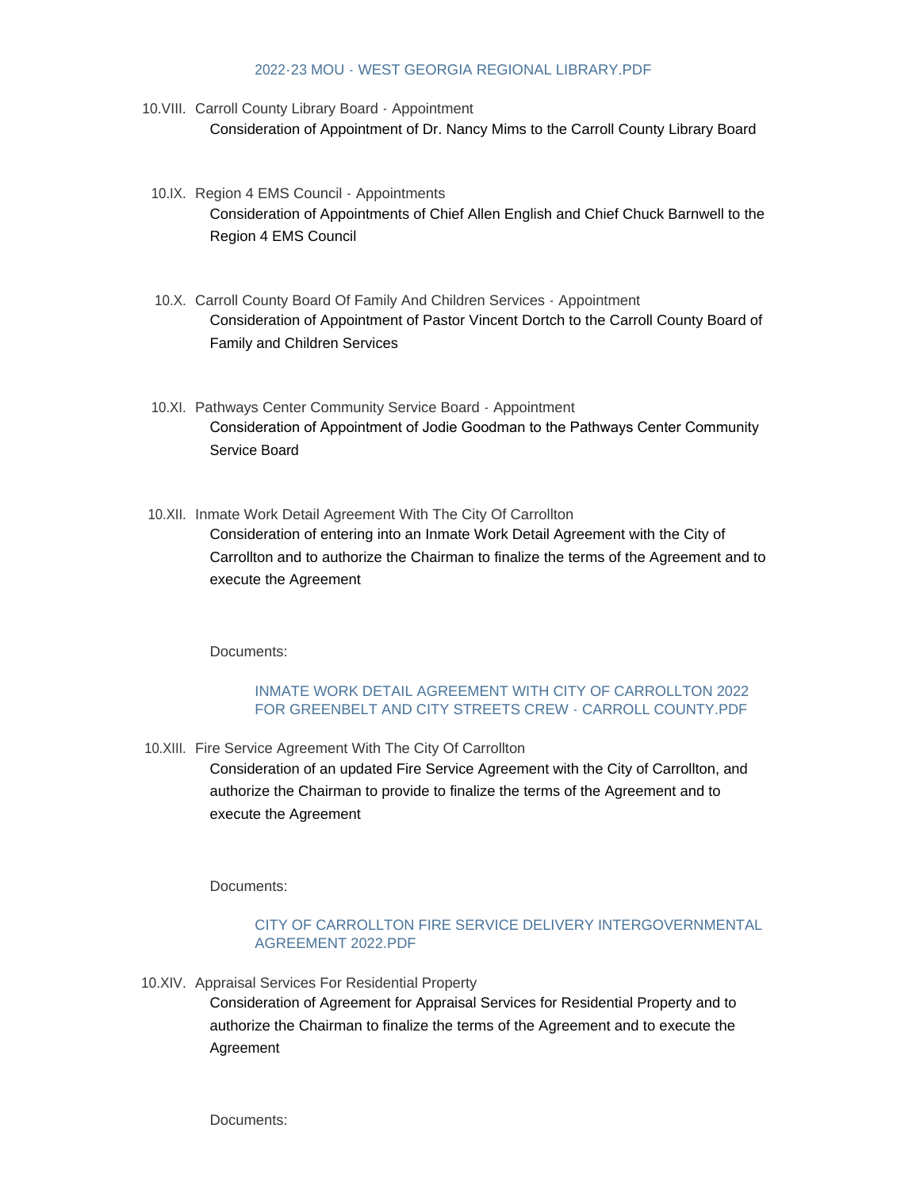2022-23 MOU - WEST GEORGIA REGIONAL LIBRARY.PDF

10.VIII. Carroll County Library Board - Appointment

Consideration of Appointment of Dr. Nancy Mims to the Carroll County Library Board

10.IX. Region 4 EMS Council - Appointments

Consideration of Appointments of Chief Allen English and Chief Chuck Barnwell to the Region 4 EMS Council

10.X. Carroll County Board Of Family And Children Services - Appointment

Consideration of Appointment of Pastor Vincent Dortch to the Carroll County Board of Family and Children Services

10.XI. Pathways Center Community Service Board - Appointment

Consideration of Appointment of Jodie Goodman to the Pathways Center Community Service Board

10.XII. Inmate Work Detail Agreement With The City Of Carrollton

Consideration of entering into an Inmate Work Detail Agreement with the City of Carrollton and to authorize the Chairman to finalize the terms of the Agreement and to execute the Agreement

Documents:

INMATE WORK DETAIL AGREEMENT WITH CITY OF CARROLLTON 2022 FOR GREENBELT AND CITY STREETS CREW - CARROLL COUNTY.PDF

10.XIII. Fire Service Agreement With The City Of Carrollton

Consideration of an updated Fire Service Agreement with the City of Carrollton, and authorize the Chairman to provide to finalize the terms of the Agreement and to execute the Agreement

Documents:

CITY OF CARROLLTON FIRE SERVICE DELIVERY INTERGOVERNMENTAL AGREEMENT 2022.PDF

10.XIV. Appraisal Services For Residential Property

Consideration of Agreement for Appraisal Services for Residential Property and to authorize the Chairman to finalize the terms of the Agreement and to execute the Agreement

Documents: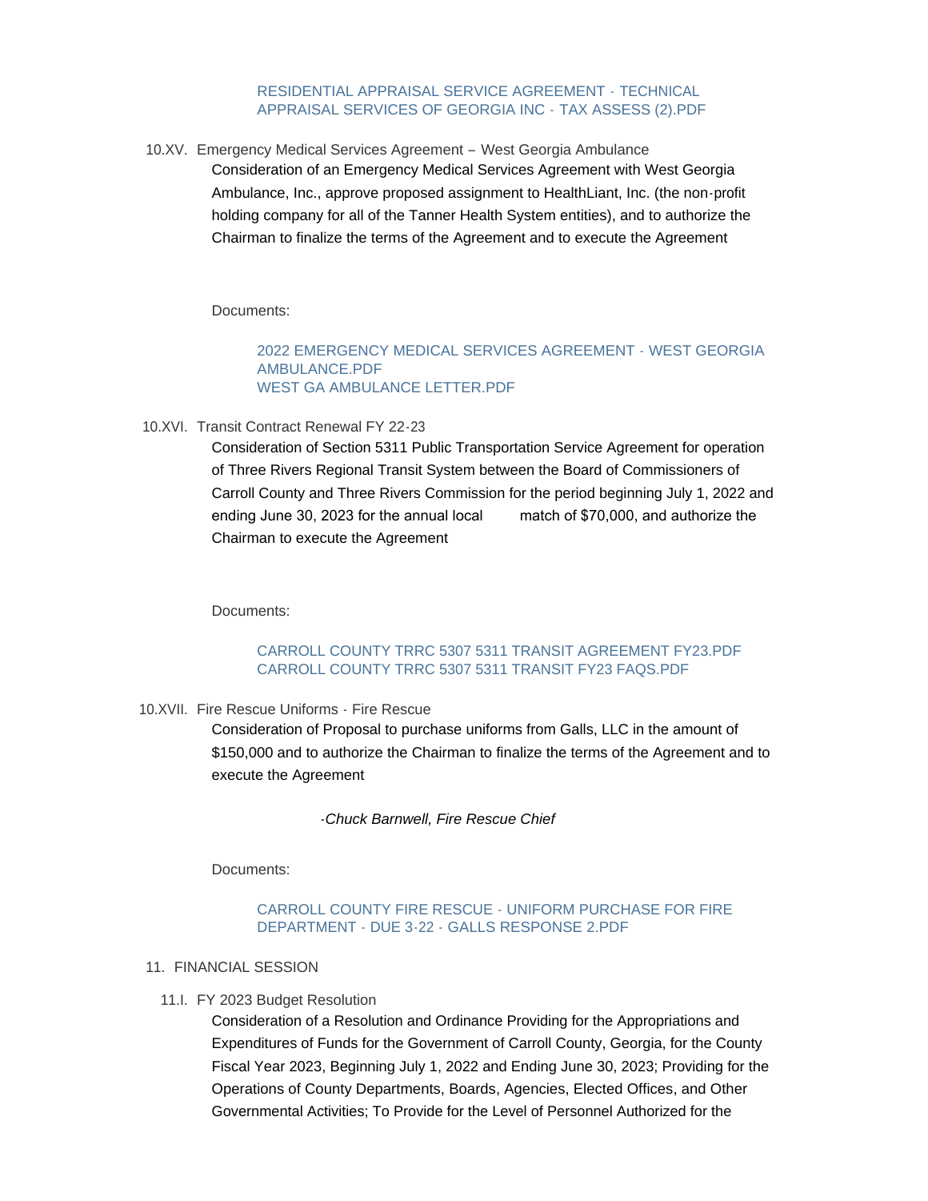RESIDENTIAL APPRAISAL SERVICE AGREEMENT - TECHNICAL APPRAISAL SERVICES OF GEORGIA INC - TAX ASSESS (2).PDF

10.XV. Emergency Medical Services Agreement – West Georgia Ambulance

Consideration of an Emergency Medical Services Agreement with West Georgia Ambulance, Inc., approve proposed assignment to HealthLiant, Inc. (the non-profit holding company for all of the Tanner Health System entities), and to authorize the Chairman to finalize the terms of the Agreement and to execute the Agreement

Documents:

2022 EMERGENCY MEDICAL SERVICES AGREEMENT - WEST GEORGIA AMBULANCE.PDF
WEST GA AMBULANCE LETTER.PDF

10.XVI. Transit Contract Renewal FY 22-23

Consideration of Section 5311 Public Transportation Service Agreement for operation of Three Rivers Regional Transit System between the Board of Commissioners of Carroll County and Three Rivers Commission for the period beginning July 1, 2022 and ending June 30, 2023 for the annual local match of $70,000, and authorize the Chairman to execute the Agreement

Documents:

CARROLL COUNTY TRRC 5307 5311 TRANSIT AGREEMENT FY23.PDF
CARROLL COUNTY TRRC 5307 5311 TRANSIT FY23 FAQS.PDF

10.XVII. Fire Rescue Uniforms - Fire Rescue

Consideration of Proposal to purchase uniforms from Galls, LLC in the amount of $150,000 and to authorize the Chairman to finalize the terms of the Agreement and to execute the Agreement

-*Chuck Barnwell, Fire Rescue Chief*

Documents:

CARROLL COUNTY FIRE RESCUE - UNIFORM PURCHASE FOR FIRE DEPARTMENT - DUE 3-22 - GALLS RESPONSE 2.PDF

11. FINANCIAL SESSION

11.I. FY 2023 Budget Resolution

Consideration of a Resolution and Ordinance Providing for the Appropriations and Expenditures of Funds for the Government of Carroll County, Georgia, for the County Fiscal Year 2023, Beginning July 1, 2022 and Ending June 30, 2023; Providing for the Operations of County Departments, Boards, Agencies, Elected Offices, and Other Governmental Activities; To Provide for the Level of Personnel Authorized for the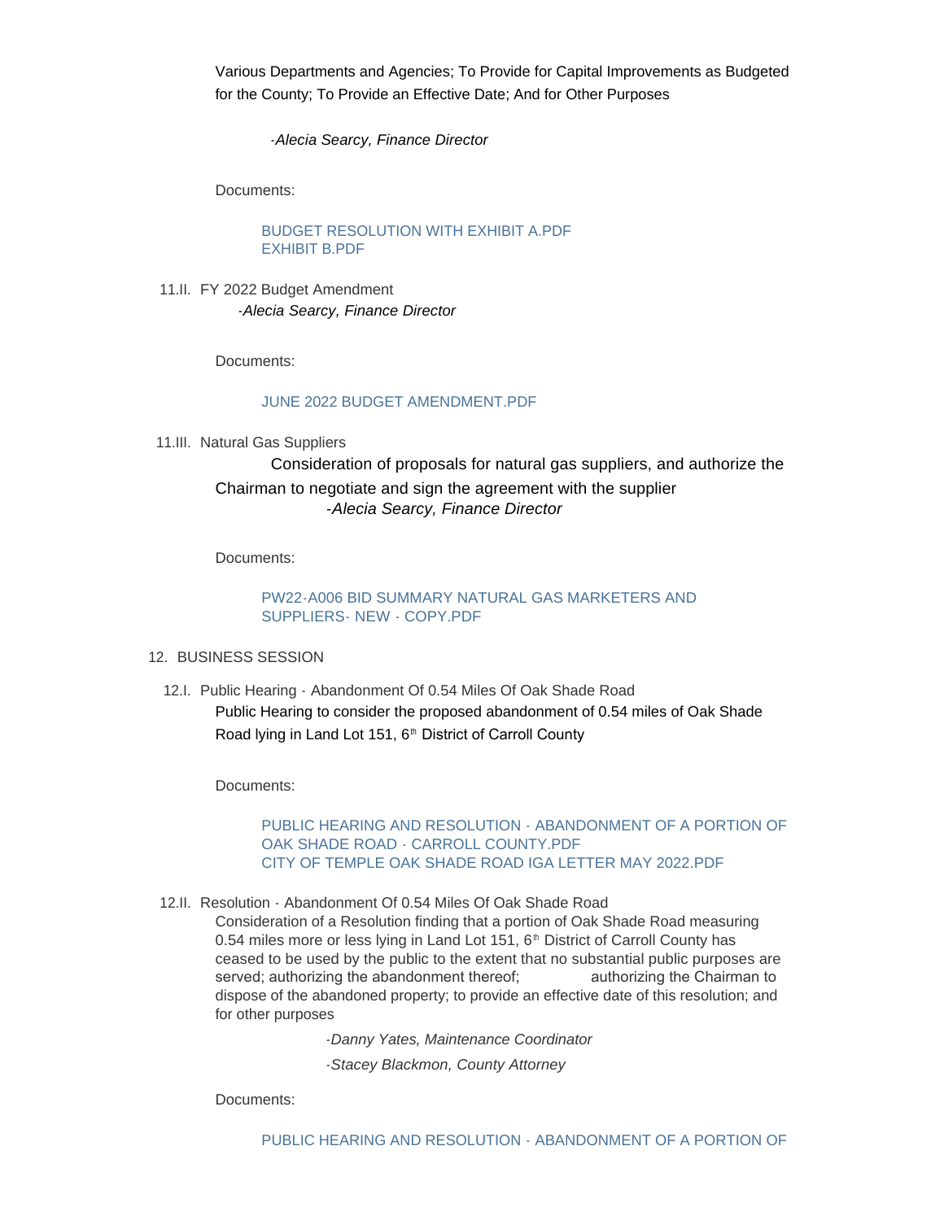Various Departments and Agencies; To Provide for Capital Improvements as Budgeted for the County; To Provide an Effective Date; And for Other Purposes

*-Alecia Searcy, Finance Director*

Documents:

BUDGET RESOLUTION WITH EXHIBIT A.PDF
EXHIBIT B.PDF

11.II. FY 2022 Budget Amendment

*-Alecia Searcy, Finance Director*

Documents:

JUNE 2022 BUDGET AMENDMENT.PDF

11.III. Natural Gas Suppliers

Consideration of proposals for natural gas suppliers, and authorize the Chairman to negotiate and sign the agreement with the supplier

*-Alecia Searcy, Finance Director*

Documents:

PW22-A006 BID SUMMARY NATURAL GAS MARKETERS AND SUPPLIERS- NEW - COPY.PDF

12. BUSINESS SESSION

12.I. Public Hearing - Abandonment Of 0.54 Miles Of Oak Shade Road

Public Hearing to consider the proposed abandonment of 0.54 miles of Oak Shade Road lying in Land Lot 151, 6th District of Carroll County

Documents:

PUBLIC HEARING AND RESOLUTION - ABANDONMENT OF A PORTION OF OAK SHADE ROAD - CARROLL COUNTY.PDF
CITY OF TEMPLE OAK SHADE ROAD IGA LETTER MAY 2022.PDF

12.II. Resolution - Abandonment Of 0.54 Miles Of Oak Shade Road

Consideration of a Resolution finding that a portion of Oak Shade Road measuring 0.54 miles more or less lying in Land Lot 151, 6th District of Carroll County has ceased to be used by the public to the extent that no substantial public purposes are served; authorizing the abandonment thereof; authorizing the Chairman to dispose of the abandoned property; to provide an effective date of this resolution; and for other purposes

*-Danny Yates, Maintenance Coordinator*

*-Stacey Blackmon, County Attorney*

Documents:

PUBLIC HEARING AND RESOLUTION - ABANDONMENT OF A PORTION OF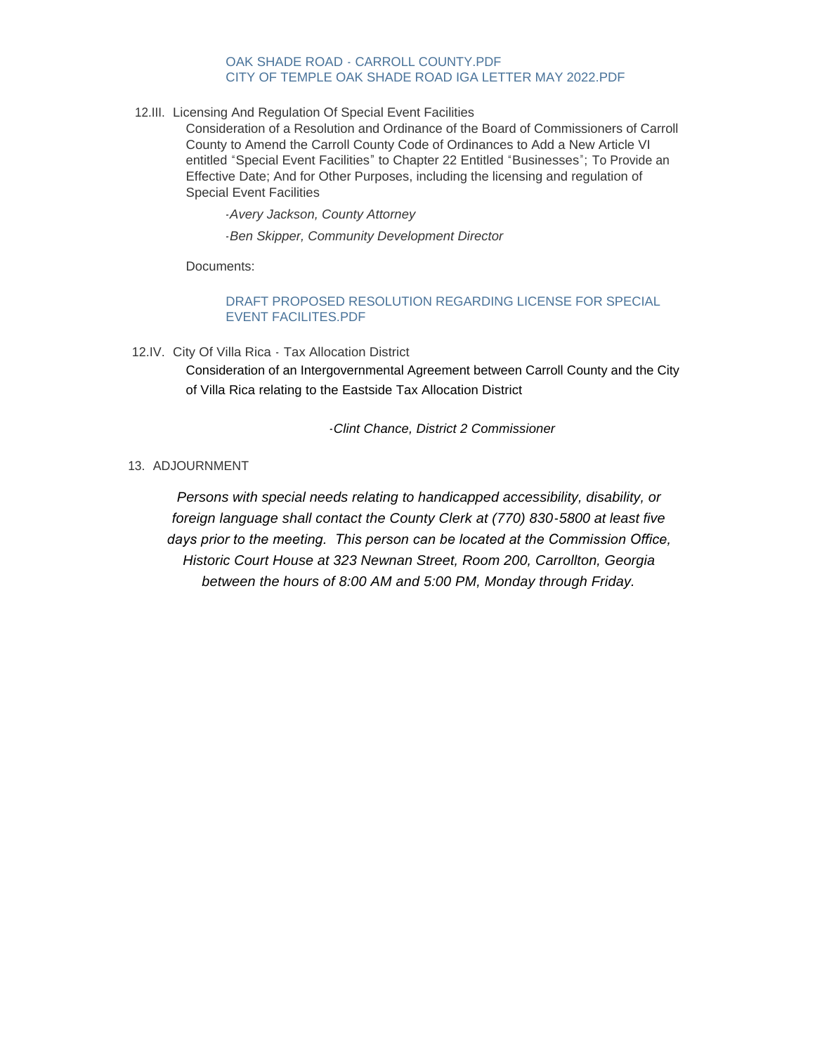OAK SHADE ROAD - CARROLL COUNTY.PDF
CITY OF TEMPLE OAK SHADE ROAD IGA LETTER MAY 2022.PDF

12.III. Licensing And Regulation Of Special Event Facilities

Consideration of a Resolution and Ordinance of the Board of Commissioners of Carroll County to Amend the Carroll County Code of Ordinances to Add a New Article VI entitled "Special Event Facilities" to Chapter 22 Entitled "Businesses"; To Provide an Effective Date; And for Other Purposes, including the licensing and regulation of Special Event Facilities

*-Avery Jackson, County Attorney*

*-Ben Skipper, Community Development Director*

Documents:

DRAFT PROPOSED RESOLUTION REGARDING LICENSE FOR SPECIAL EVENT FACILITES.PDF

12.IV. City Of Villa Rica - Tax Allocation District

Consideration of an Intergovernmental Agreement between Carroll County and the City of Villa Rica relating to the Eastside Tax Allocation District

*-Clint Chance, District 2 Commissioner*

13. ADJOURNMENT

*Persons with special needs relating to handicapped accessibility, disability, or foreign language shall contact the County Clerk at (770) 830-5800 at least five days prior to the meeting. This person can be located at the Commission Office, Historic Court House at 323 Newnan Street, Room 200, Carrollton, Georgia between the hours of 8:00 AM and 5:00 PM, Monday through Friday.*